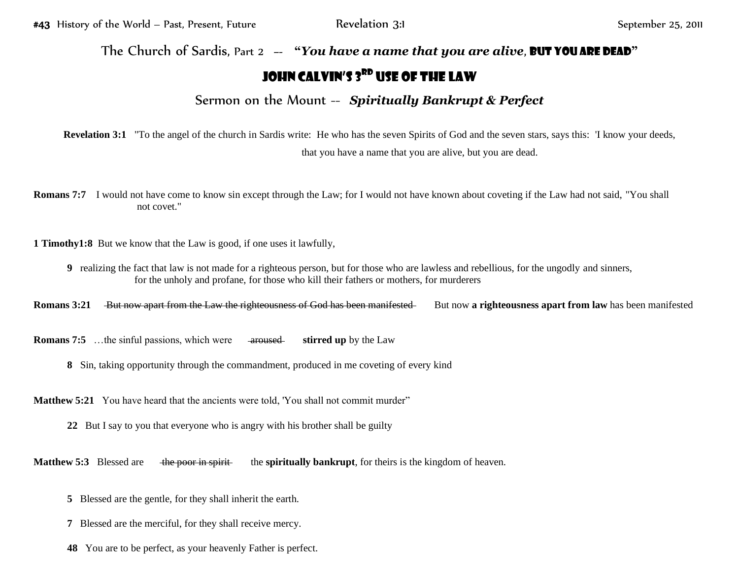**#43** History of the World – Past, Present, Future Revelation 3:1 September 25, 2011

## The Church of Sardis, Part 2 -- "*You have a name that you are alive*, **BUT YOU ARE DEAD**"

## JOHN CALVIN'S 3RD USE OF THE LAW

## Sermon on the Mount -- *Spiritually Bankrupt & Perfect*

**Revelation 3:1** "To the angel of the church in Sardis write: He who has the seven Spirits of God and the seven stars, says this: 'I know your deeds, that you have a name that you are alive, but you are dead.

**Romans 7:7** I would not have come to know sin except through the Law; for I would not have known about coveting if the Law had not said, "You shall not covet."

**1 Timothy1:8** But we know that the Law is good, if one uses it lawfully,

**9** realizing the fact that law is not made for a righteous person, but for those who are lawless and rebellious, for the ungodly and sinners, for the unholy and profane, for those who kill their fathers or mothers, for murderers

**Romans 3:21** ~~But now apart from the Law the righteousness of God has been manifested~~ But now **a righteousness apart from law** has been manifested

**Romans 7:5** …the sinful passions, which were ~~aroused~~ **stirred up** by the Law

**8** Sin, taking opportunity through the commandment, produced in me coveting of every kind

**Matthew 5:21** You have heard that the ancients were told, 'You shall not commit murder"

**22** But I say to you that everyone who is angry with his brother shall be guilty

**Matthew 5:3** Blessed are ~~the poor in spirit~~ the **spiritually bankrupt**, for theirs is the kingdom of heaven.

**5** Blessed are the gentle, for they shall inherit the earth.

**7** Blessed are the merciful, for they shall receive mercy.

**48** You are to be perfect, as your heavenly Father is perfect.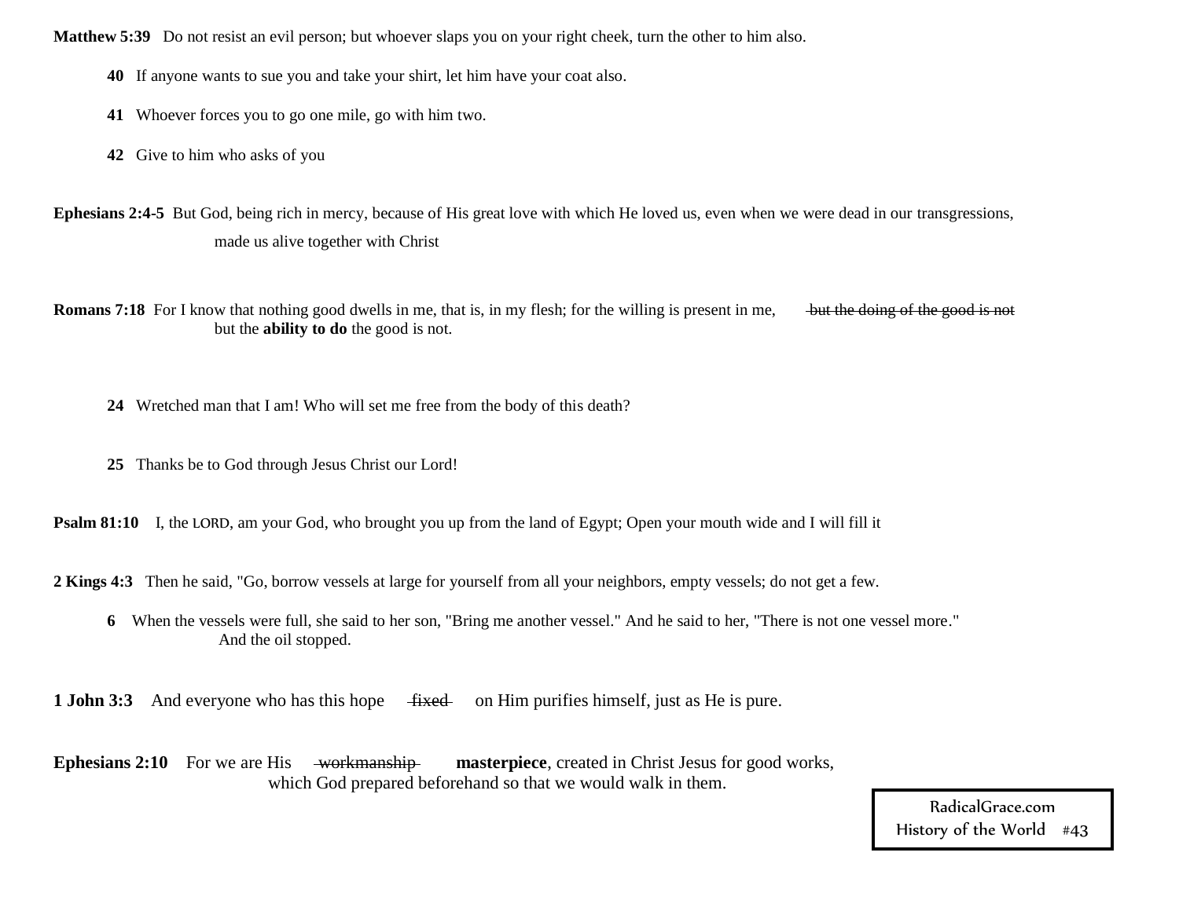**Matthew 5:39** Do not resist an evil person; but whoever slaps you on your right cheek, turn the other to him also.

**40** If anyone wants to sue you and take your shirt, let him have your coat also.

**41** Whoever forces you to go one mile, go with him two.

**42** Give to him who asks of you

**Ephesians 2:4-5** But God, being rich in mercy, because of His great love with which He loved us, even when we were dead in our transgressions, made us alive together with Christ

**Romans 7:18** For I know that nothing good dwells in me, that is, in my flesh; for the willing is present in me, ~~but the doing of the good is not~~ but the **ability to do** the good is not.

**24** Wretched man that I am! Who will set me free from the body of this death?

**25** Thanks be to God through Jesus Christ our Lord!

**Psalm 81:10** I, the LORD, am your God, who brought you up from the land of Egypt; Open your mouth wide and I will fill it

**2 Kings 4:3** Then he said, "Go, borrow vessels at large for yourself from all your neighbors, empty vessels; do not get a few.

**6** When the vessels were full, she said to her son, "Bring me another vessel." And he said to her, "There is not one vessel more." And the oil stopped.

**1 John 3:3** And everyone who has this hope ~~fixed~~ on Him purifies himself, just as He is pure.

**Ephesians 2:10** For we are His ~~workmanship~~ **masterpiece**, created in Christ Jesus for good works, which God prepared beforehand so that we would walk in them.

RadicalGrace.com
History of the World #43